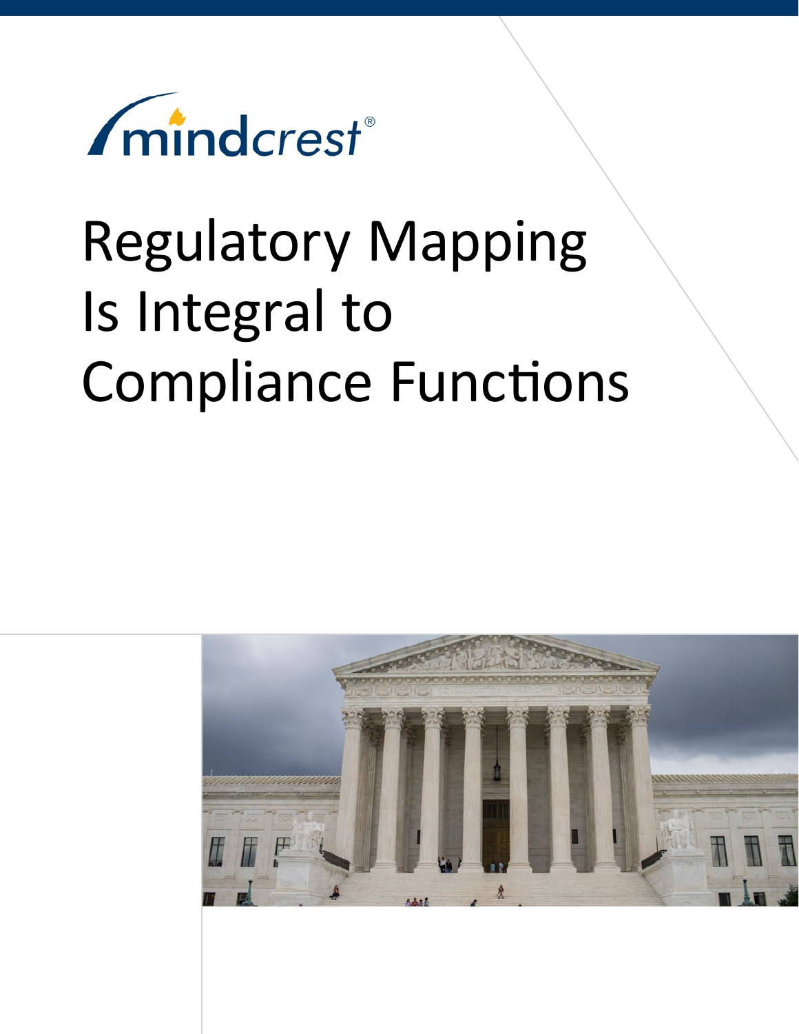mindcrest®

# Regulatory Mapping Is Integral to Compliance Functions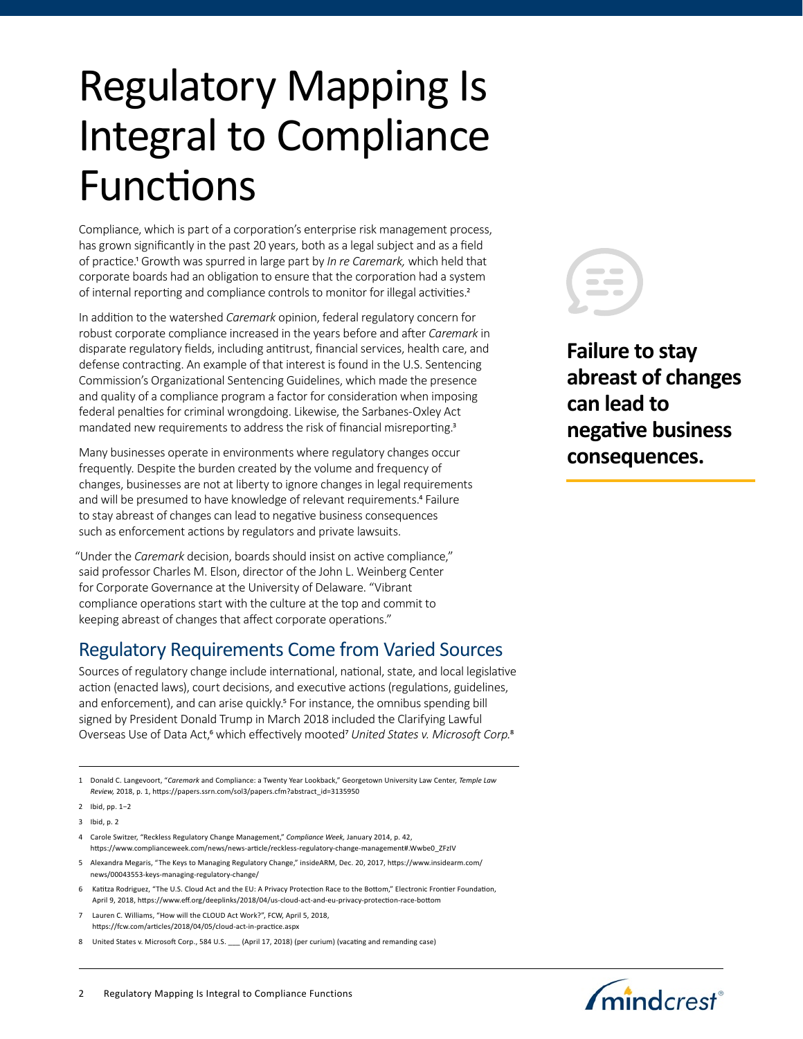# Regulatory Mapping Is Integral to Compliance Functions

Compliance, which is part of a corporation's enterprise risk management process, has grown significantly in the past 20 years, both as a legal subject and as a field of practice.[1] Growth was spurred in large part by *In re Caremark,* which held that corporate boards had an obligation to ensure that the corporation had a system of internal reporting and compliance controls to monitor for illegal activities.[2]

In addition to the watershed *Caremark* opinion, federal regulatory concern for robust corporate compliance increased in the years before and after *Caremark* in disparate regulatory fields, including antitrust, financial services, health care, and defense contracting. An example of that interest is found in the U.S. Sentencing Commission's Organizational Sentencing Guidelines, which made the presence and quality of a compliance program a factor for consideration when imposing federal penalties for criminal wrongdoing. Likewise, the Sarbanes-Oxley Act mandated new requirements to address the risk of financial misreporting.[3]

Many businesses operate in environments where regulatory changes occur frequently. Despite the burden created by the volume and frequency of changes, businesses are not at liberty to ignore changes in legal requirements and will be presumed to have knowledge of relevant requirements.[4] Failure to stay abreast of changes can lead to negative business consequences such as enforcement actions by regulators and private lawsuits.

**Failure to stay abreast of changes can lead to negative business consequences.**

"Under the *Caremark* decision, boards should insist on active compliance," said professor Charles M. Elson, director of the John L. Weinberg Center for Corporate Governance at the University of Delaware. "Vibrant compliance operations start with the culture at the top and commit to keeping abreast of changes that affect corporate operations."

## Regulatory Requirements Come from Varied Sources

Sources of regulatory change include international, national, state, and local legislative action (enacted laws), court decisions, and executive actions (regulations, guidelines, and enforcement), and can arise quickly.[5] For instance, the omnibus spending bill signed by President Donald Trump in March 2018 included the Clarifying Lawful Overseas Use of Data Act,[6] which effectively mooted[7] *United States v. Microsoft Corp.*[8]

---

1 Donald C. Langevoort, "*Caremark* and Compliance: a Twenty Year Lookback," Georgetown University Law Center, *Temple Law Review,* 2018, p. 1, https://papers.ssrn.com/sol3/papers.cfm?abstract_id=3135950

2 Ibid, pp. 1–2

3 Ibid, p. 2

4 Carole Switzer, "Reckless Regulatory Change Management," *Compliance Week,* January 2014, p. 42, https://www.complianceweek.com/news/news-article/reckless-regulatory-change-management#.Wwbe0_ZFzIV

5 Alexandra Megaris, "The Keys to Managing Regulatory Change," insideARM, Dec. 20, 2017, https://www.insidearm.com/news/00043553-keys-managing-regulatory-change/

6 Katitza Rodriguez, "The U.S. Cloud Act and the EU: A Privacy Protection Race to the Bottom," Electronic Frontier Foundation, April 9, 2018, https://www.eff.org/deeplinks/2018/04/us-cloud-act-and-eu-privacy-protection-race-bottom

7 Lauren C. Williams, "How will the CLOUD Act Work?", FCW, April 5, 2018, https://fcw.com/articles/2018/04/05/cloud-act-in-practice.aspx

8 United States v. Microsoft Corp., 584 U.S. ___ (April 17, 2018) (per curium) (vacating and remanding case)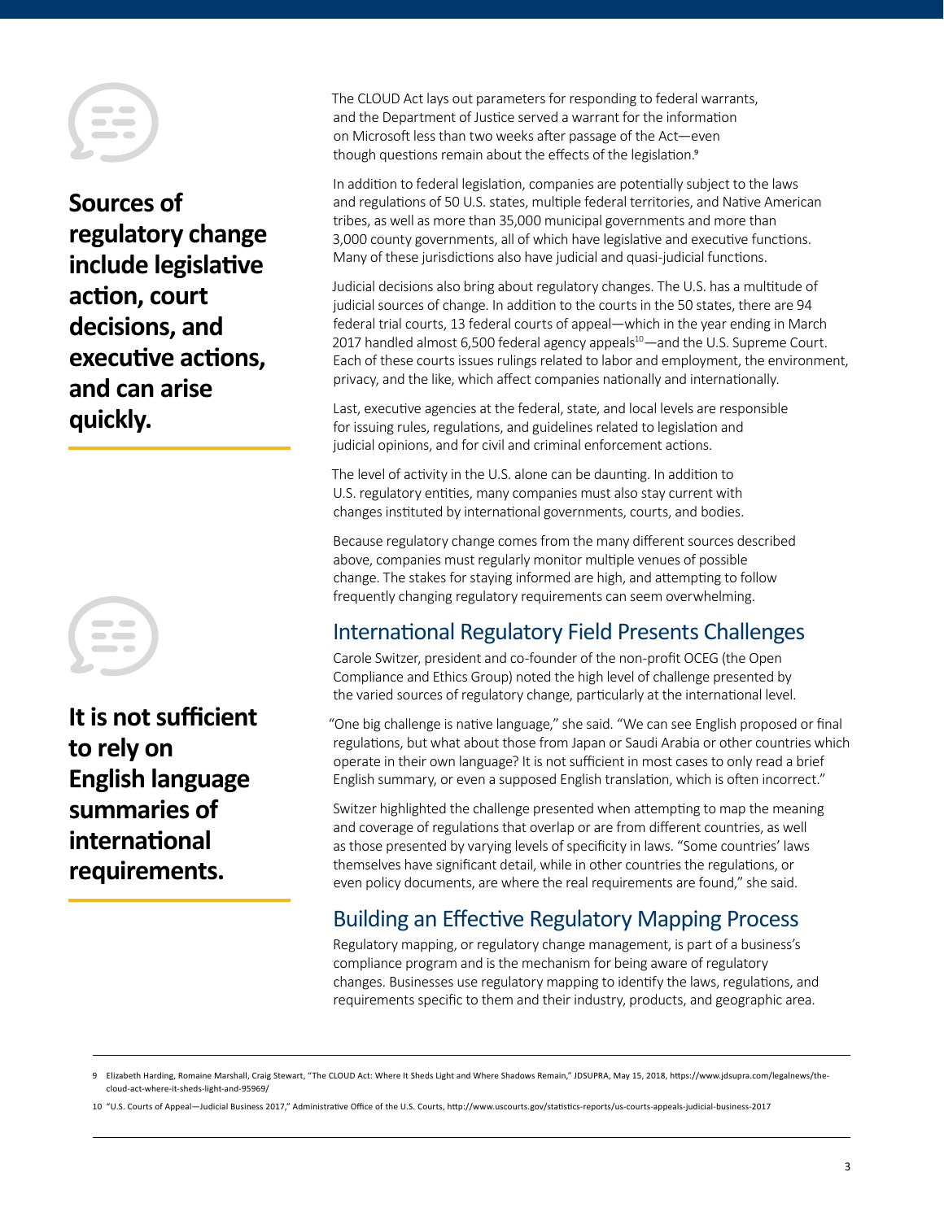**Sources of regulatory change include legislative action, court decisions, and executive actions, and can arise quickly.**

The CLOUD Act lays out parameters for responding to federal warrants, and the Department of Justice served a warrant for the information on Microsoft less than two weeks after passage of the Act—even though questions remain about the effects of the legislation.[9]

In addition to federal legislation, companies are potentially subject to the laws and regulations of 50 U.S. states, multiple federal territories, and Native American tribes, as well as more than 35,000 municipal governments and more than 3,000 county governments, all of which have legislative and executive functions. Many of these jurisdictions also have judicial and quasi-judicial functions.

Judicial decisions also bring about regulatory changes. The U.S. has a multitude of judicial sources of change. In addition to the courts in the 50 states, there are 94 federal trial courts, 13 federal courts of appeal—which in the year ending in March 2017 handled almost 6,500 federal agency appeals[10]—and the U.S. Supreme Court. Each of these courts issues rulings related to labor and employment, the environment, privacy, and the like, which affect companies nationally and internationally.

Last, executive agencies at the federal, state, and local levels are responsible for issuing rules, regulations, and guidelines related to legislation and judicial opinions, and for civil and criminal enforcement actions.

The level of activity in the U.S. alone can be daunting. In addition to U.S. regulatory entities, many companies must also stay current with changes instituted by international governments, courts, and bodies.

Because regulatory change comes from the many different sources described above, companies must regularly monitor multiple venues of possible change. The stakes for staying informed are high, and attempting to follow frequently changing regulatory requirements can seem overwhelming.

**It is not sufficient to rely on English language summaries of international requirements.**

## International Regulatory Field Presents Challenges

Carole Switzer, president and co-founder of the non-profit OCEG (the Open Compliance and Ethics Group) noted the high level of challenge presented by the varied sources of regulatory change, particularly at the international level.

"One big challenge is native language," she said. "We can see English proposed or final regulations, but what about those from Japan or Saudi Arabia or other countries which operate in their own language? It is not sufficient in most cases to only read a brief English summary, or even a supposed English translation, which is often incorrect."

Switzer highlighted the challenge presented when attempting to map the meaning and coverage of regulations that overlap or are from different countries, as well as those presented by varying levels of specificity in laws. "Some countries' laws themselves have significant detail, while in other countries the regulations, or even policy documents, are where the real requirements are found," she said.

## Building an Effective Regulatory Mapping Process

Regulatory mapping, or regulatory change management, is part of a business's compliance program and is the mechanism for being aware of regulatory changes. Businesses use regulatory mapping to identify the laws, regulations, and requirements specific to them and their industry, products, and geographic area.

---

9 Elizabeth Harding, Romaine Marshall, Craig Stewart, "The CLOUD Act: Where It Sheds Light and Where Shadows Remain," JDSUPRA, May 15, 2018, https://www.jdsupra.com/legalnews/the-cloud-act-where-it-sheds-light-and-95969/

10 "U.S. Courts of Appeal—Judicial Business 2017," Administrative Office of the U.S. Courts, http://www.uscourts.gov/statistics-reports/us-courts-appeals-judicial-business-2017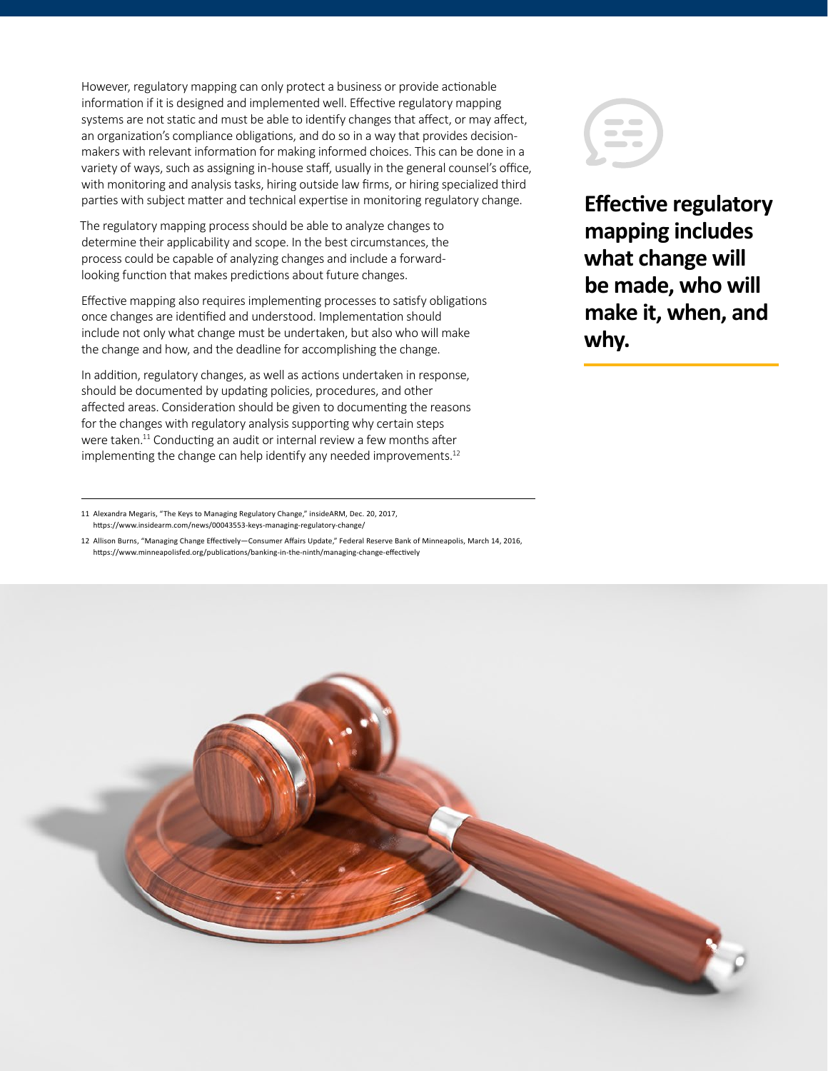However, regulatory mapping can only protect a business or provide actionable information if it is designed and implemented well. Effective regulatory mapping systems are not static and must be able to identify changes that affect, or may affect, an organization's compliance obligations, and do so in a way that provides decision-makers with relevant information for making informed choices. This can be done in a variety of ways, such as assigning in-house staff, usually in the general counsel's office, with monitoring and analysis tasks, hiring outside law firms, or hiring specialized third parties with subject matter and technical expertise in monitoring regulatory change.

The regulatory mapping process should be able to analyze changes to determine their applicability and scope. In the best circumstances, the process could be capable of analyzing changes and include a forward-looking function that makes predictions about future changes.

Effective mapping also requires implementing processes to satisfy obligations once changes are identified and understood. Implementation should include not only what change must be undertaken, but also who will make the change and how, and the deadline for accomplishing the change.

In addition, regulatory changes, as well as actions undertaken in response, should be documented by updating policies, procedures, and other affected areas. Consideration should be given to documenting the reasons for the changes with regulatory analysis supporting why certain steps were taken.[11] Conducting an audit or internal review a few months after implementing the change can help identify any needed improvements.[12]

**Effective regulatory mapping includes what change will be made, who will make it, when, and why.**

---

11 Alexandra Megaris, "The Keys to Managing Regulatory Change," insideARM, Dec. 20, 2017, https://www.insidearm.com/news/00043553-keys-managing-regulatory-change/

12 Allison Burns, "Managing Change Effectively—Consumer Affairs Update," Federal Reserve Bank of Minneapolis, March 14, 2016, https://www.minneapolisfed.org/publications/banking-in-the-ninth/managing-change-effectively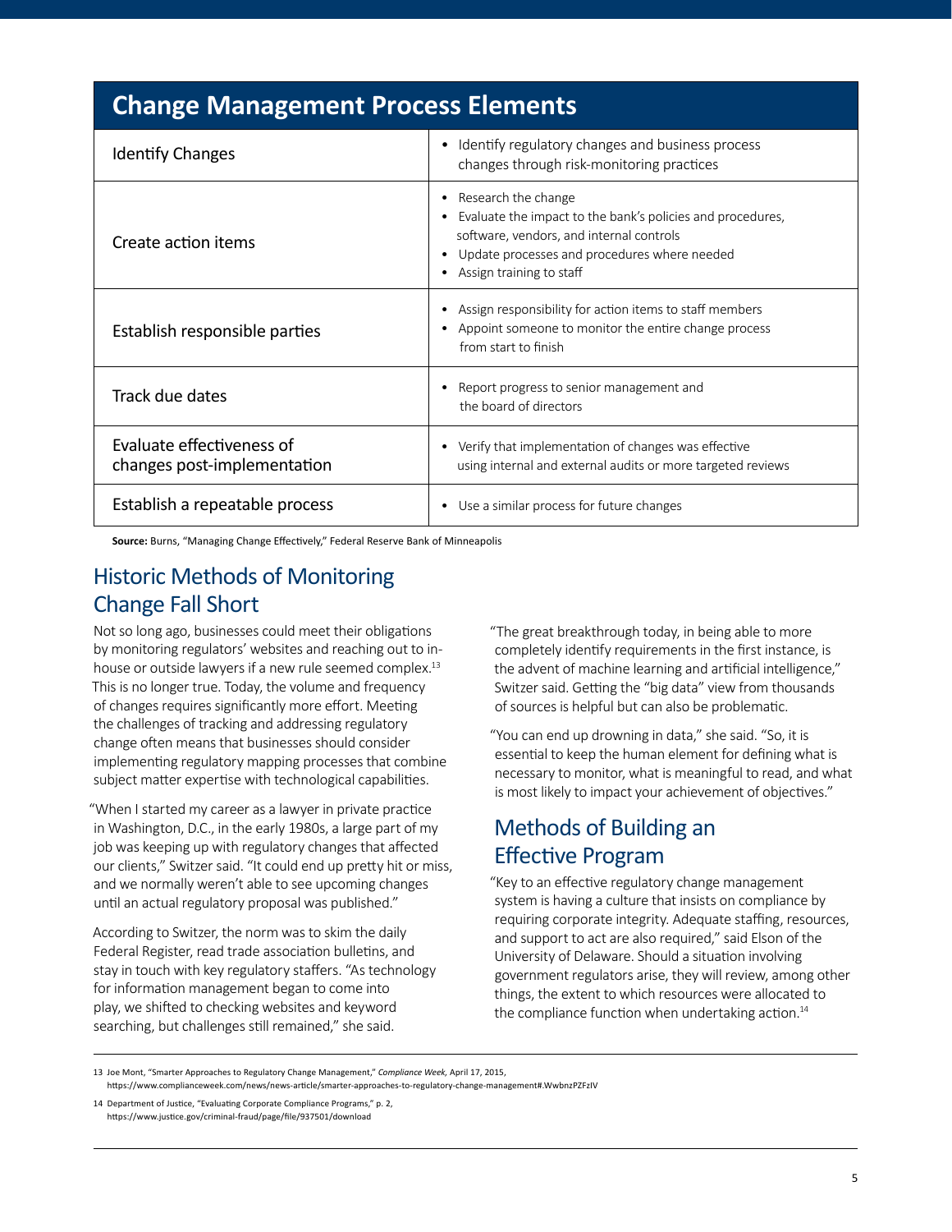| Change Management Process Elements | |
|---|---|
| Identify Changes | • Identify regulatory changes and business process changes through risk-monitoring practices |
| Create action items | • Research the change<br>• Evaluate the impact to the bank's policies and procedures, software, vendors, and internal controls<br>• Update processes and procedures where needed<br>• Assign training to staff |
| Establish responsible parties | • Assign responsibility for action items to staff members<br>• Appoint someone to monitor the entire change process from start to finish |
| Track due dates | • Report progress to senior management and the board of directors |
| Evaluate effectiveness of changes post-implementation | • Verify that implementation of changes was effective using internal and external audits or more targeted reviews |
| Establish a repeatable process | • Use a similar process for future changes |

**Source:** Burns, "Managing Change Effectively," Federal Reserve Bank of Minneapolis

## Historic Methods of Monitoring Change Fall Short

Not so long ago, businesses could meet their obligations by monitoring regulators' websites and reaching out to in-house or outside lawyers if a new rule seemed complex.[13] This is no longer true. Today, the volume and frequency of changes requires significantly more effort. Meeting the challenges of tracking and addressing regulatory change often means that businesses should consider implementing regulatory mapping processes that combine subject matter expertise with technological capabilities.

"When I started my career as a lawyer in private practice in Washington, D.C., in the early 1980s, a large part of my job was keeping up with regulatory changes that affected our clients," Switzer said. "It could end up pretty hit or miss, and we normally weren't able to see upcoming changes until an actual regulatory proposal was published."

According to Switzer, the norm was to skim the daily Federal Register, read trade association bulletins, and stay in touch with key regulatory staffers. "As technology for information management began to come into play, we shifted to checking websites and keyword searching, but challenges still remained," she said.

"The great breakthrough today, in being able to more completely identify requirements in the first instance, is the advent of machine learning and artificial intelligence," Switzer said. Getting the "big data" view from thousands of sources is helpful but can also be problematic.

"You can end up drowning in data," she said. "So, it is essential to keep the human element for defining what is necessary to monitor, what is meaningful to read, and what is most likely to impact your achievement of objectives."

## Methods of Building an Effective Program

"Key to an effective regulatory change management system is having a culture that insists on compliance by requiring corporate integrity. Adequate staffing, resources, and support to act are also required," said Elson of the University of Delaware. Should a situation involving government regulators arise, they will review, among other things, the extent to which resources were allocated to the compliance function when undertaking action.[14]

---

13 Joe Mont, "Smarter Approaches to Regulatory Change Management," *Compliance Week*, April 17, 2015, https://www.complianceweek.com/news/news-article/smarter-approaches-to-regulatory-change-management#.WwbnzPZFzIV

14 Department of Justice, "Evaluating Corporate Compliance Programs," p. 2, https://www.justice.gov/criminal-fraud/page/file/937501/download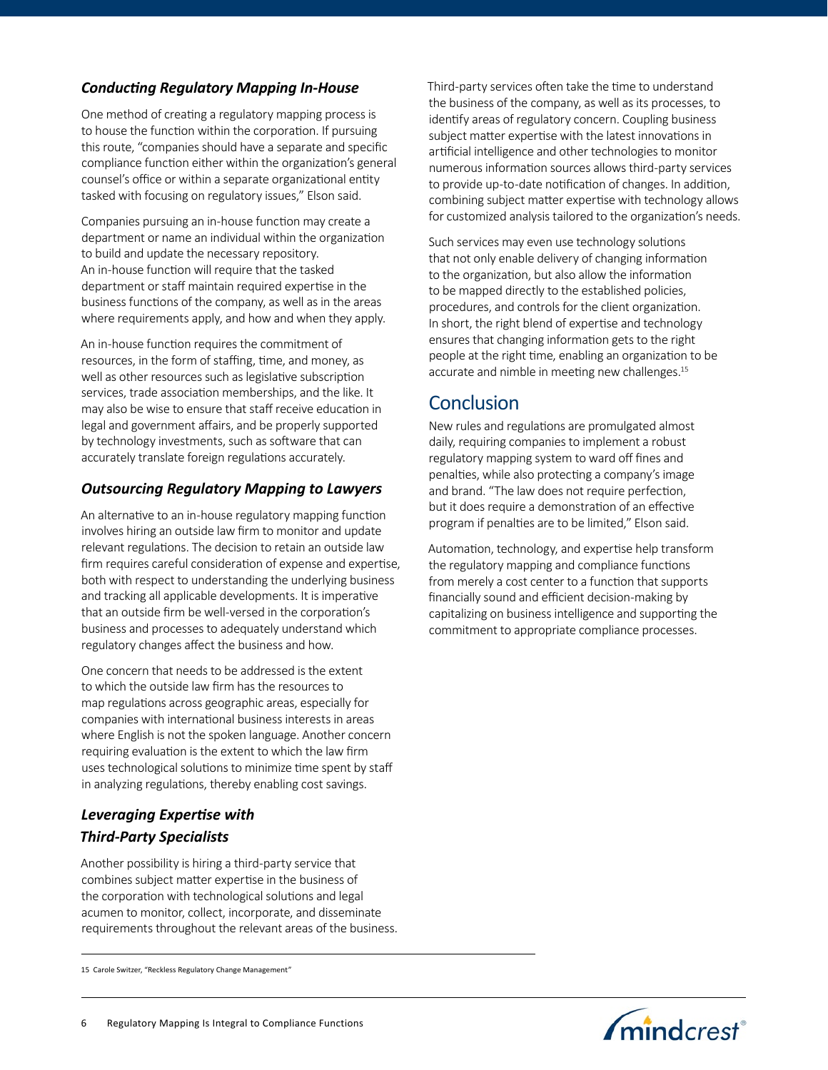### *Conducting Regulatory Mapping In-House*

One method of creating a regulatory mapping process is to house the function within the corporation. If pursuing this route, "companies should have a separate and specific compliance function either within the organization's general counsel's office or within a separate organizational entity tasked with focusing on regulatory issues," Elson said.

Companies pursuing an in-house function may create a department or name an individual within the organization to build and update the necessary repository. An in-house function will require that the tasked department or staff maintain required expertise in the business functions of the company, as well as in the areas where requirements apply, and how and when they apply.

An in-house function requires the commitment of resources, in the form of staffing, time, and money, as well as other resources such as legislative subscription services, trade association memberships, and the like. It may also be wise to ensure that staff receive education in legal and government affairs, and be properly supported by technology investments, such as software that can accurately translate foreign regulations accurately.

### *Outsourcing Regulatory Mapping to Lawyers*

An alternative to an in-house regulatory mapping function involves hiring an outside law firm to monitor and update relevant regulations. The decision to retain an outside law firm requires careful consideration of expense and expertise, both with respect to understanding the underlying business and tracking all applicable developments. It is imperative that an outside firm be well-versed in the corporation's business and processes to adequately understand which regulatory changes affect the business and how.

One concern that needs to be addressed is the extent to which the outside law firm has the resources to map regulations across geographic areas, especially for companies with international business interests in areas where English is not the spoken language. Another concern requiring evaluation is the extent to which the law firm uses technological solutions to minimize time spent by staff in analyzing regulations, thereby enabling cost savings.

### *Leveraging Expertise with Third-Party Specialists*

Another possibility is hiring a third-party service that combines subject matter expertise in the business of the corporation with technological solutions and legal acumen to monitor, collect, incorporate, and disseminate requirements throughout the relevant areas of the business. Third-party services often take the time to understand the business of the company, as well as its processes, to identify areas of regulatory concern. Coupling business subject matter expertise with the latest innovations in artificial intelligence and other technologies to monitor numerous information sources allows third-party services to provide up-to-date notification of changes. In addition, combining subject matter expertise with technology allows for customized analysis tailored to the organization's needs.

Such services may even use technology solutions that not only enable delivery of changing information to the organization, but also allow the information to be mapped directly to the established policies, procedures, and controls for the client organization. In short, the right blend of expertise and technology ensures that changing information gets to the right people at the right time, enabling an organization to be accurate and nimble in meeting new challenges.[15]

## Conclusion

New rules and regulations are promulgated almost daily, requiring companies to implement a robust regulatory mapping system to ward off fines and penalties, while also protecting a company's image and brand. "The law does not require perfection, but it does require a demonstration of an effective program if penalties are to be limited," Elson said.

Automation, technology, and expertise help transform the regulatory mapping and compliance functions from merely a cost center to a function that supports financially sound and efficient decision-making by capitalizing on business intelligence and supporting the commitment to appropriate compliance processes.

---

15 Carole Switzer, "Reckless Regulatory Change Management"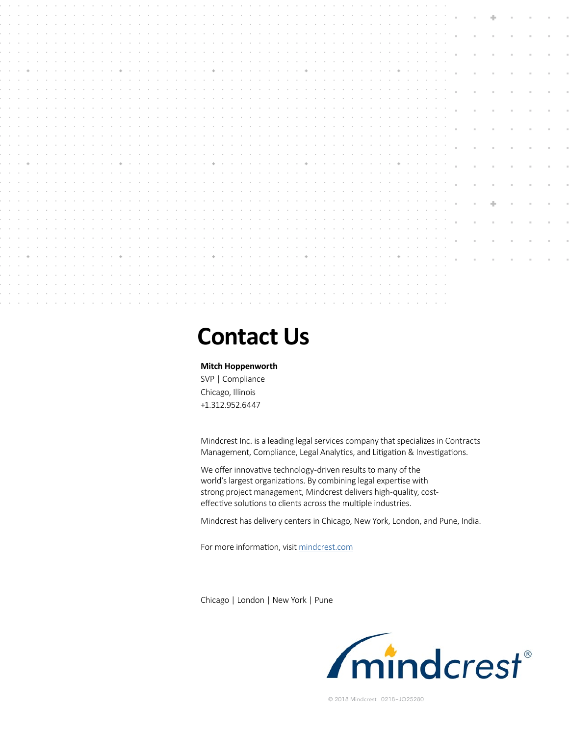# Contact Us

**Mitch Hoppenworth**
SVP | Compliance
Chicago, Illinois
+1.312.952.6447

Mindcrest Inc. is a leading legal services company that specializes in Contracts Management, Compliance, Legal Analytics, and Litigation & Investigations.

We offer innovative technology-driven results to many of the world's largest organizations. By combining legal expertise with strong project management, Mindcrest delivers high-quality, cost-effective solutions to clients across the multiple industries.

Mindcrest has delivery centers in Chicago, New York, London, and Pune, India.

For more information, visit [mindcrest.com](mindcrest.com)

Chicago | London | New York | Pune

mindcrest®

© 2018 Mindcrest 0218–JO25280